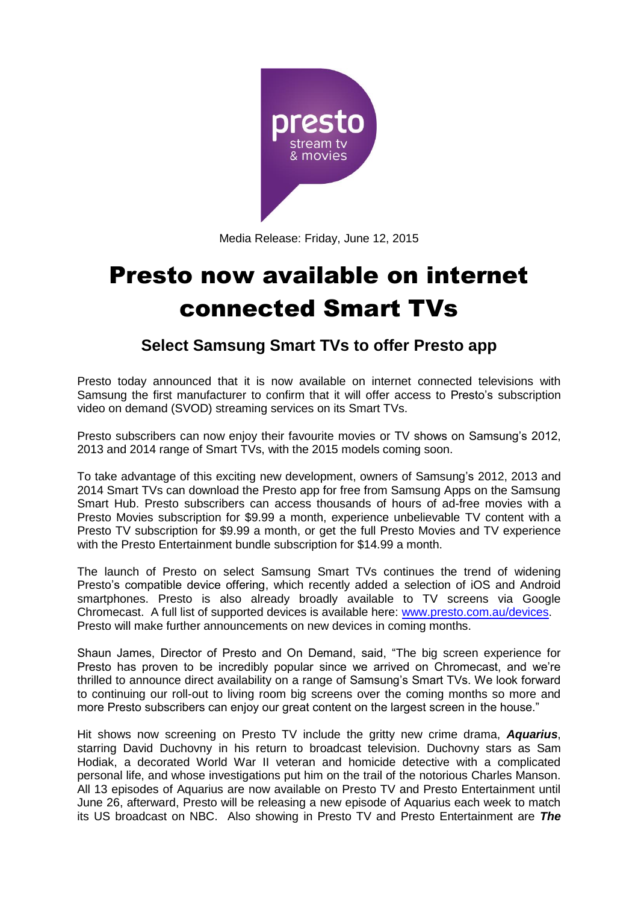Media Release: Friday, June 12, 2015

# Presto now available on internet connected Smart TVs

## Select Samsung Smart TVs to offer Presto app

Presto today announced that it is now available on internet connected televisions with Samsung the first manufacturer to confirm that it will offer access to Presto's subscription video on demand (SVOD) streaming services on its Smart TVs.

Presto subscribers can now enjoy their favourite movies or TV shows on Samsung's 2012, 2013 and 2014 range of Smart TVs, with the 2015 models coming soon.

To take advantage of this exciting new development, owners of Samsung's 2012, 2013 and 2014 Smart TVs can download the Presto app for free from Samsung Apps on the Samsung Smart Hub. Presto subscribers can access thousands of hours of ad-free movies with a Presto Movies subscription for $9.99 a month, experience unbelievable TV content with a Presto TV subscription for $9.99 a month, or get the full Presto Movies and TV experience with the Presto Entertainment bundle subscription for $14.99 a month.

The launch of Presto on select Samsung Smart TVs continues the trend of widening Presto's compatible device offering, which recently added a selection of iOS and Android smartphones. Presto is also already broadly available to TV screens via Google Chromecast. A full list of supported devices is available here: [www.presto.com.au/devices](http://www.presto.com.au/devices). Presto will make further announcements on new devices in coming months.

Shaun James, Director of Presto and On Demand, said, "The big screen experience for Presto has proven to be incredibly popular since we arrived on Chromecast, and we're thrilled to announce direct availability on a range of Samsung's Smart TVs. We look forward to continuing our roll-out to living room big screens over the coming months so more and more Presto subscribers can enjoy our great content on the largest screen in the house."

Hit shows now screening on Presto TV include the gritty new crime drama, ***Aquarius***, starring David Duchovny in his return to broadcast television. Duchovny stars as Sam Hodiak, a decorated World War II veteran and homicide detective with a complicated personal life, and whose investigations put him on the trail of the notorious Charles Manson. All 13 episodes of Aquarius are now available on Presto TV and Presto Entertainment until June 26, afterward, Presto will be releasing a new episode of Aquarius each week to match its US broadcast on NBC. Also showing in Presto TV and Presto Entertainment are ***The***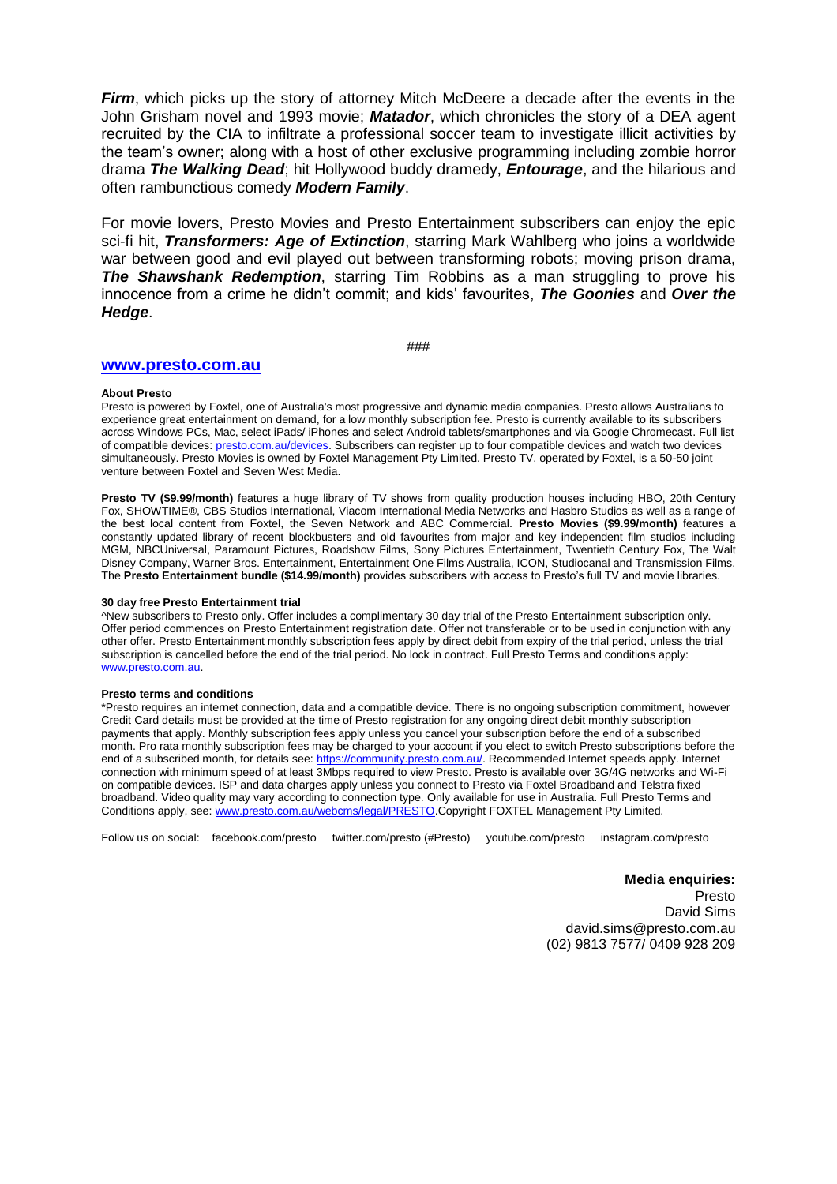***Firm***, which picks up the story of attorney Mitch McDeere a decade after the events in the John Grisham novel and 1993 movie; ***Matador***, which chronicles the story of a DEA agent recruited by the CIA to infiltrate a professional soccer team to investigate illicit activities by the team's owner; along with a host of other exclusive programming including zombie horror drama ***The Walking Dead***; hit Hollywood buddy dramedy, ***Entourage***, and the hilarious and often rambunctious comedy ***Modern Family***.

For movie lovers, Presto Movies and Presto Entertainment subscribers can enjoy the epic sci-fi hit, ***Transformers: Age of Extinction***, starring Mark Wahlberg who joins a worldwide war between good and evil played out between transforming robots; moving prison drama, ***The Shawshank Redemption***, starring Tim Robbins as a man struggling to prove his innocence from a crime he didn't commit; and kids' favourites, ***The Goonies*** and ***Over the Hedge***.

###

**www.presto.com.au**

**About Presto**

Presto is powered by Foxtel, one of Australia's most progressive and dynamic media companies. Presto allows Australians to experience great entertainment on demand, for a low monthly subscription fee. Presto is currently available to its subscribers across Windows PCs, Mac, select iPads/ iPhones and select Android tablets/smartphones and via Google Chromecast. Full list of compatible devices: presto.com.au/devices. Subscribers can register up to four compatible devices and watch two devices simultaneously. Presto Movies is owned by Foxtel Management Pty Limited. Presto TV, operated by Foxtel, is a 50-50 joint venture between Foxtel and Seven West Media.

**Presto TV ($9.99/month)** features a huge library of TV shows from quality production houses including HBO, 20th Century Fox, SHOWTIME®, CBS Studios International, Viacom International Media Networks and Hasbro Studios as well as a range of the best local content from Foxtel, the Seven Network and ABC Commercial. **Presto Movies ($9.99/month)** features a constantly updated library of recent blockbusters and old favourites from major and key independent film studios including MGM, NBCUniversal, Paramount Pictures, Roadshow Films, Sony Pictures Entertainment, Twentieth Century Fox, The Walt Disney Company, Warner Bros. Entertainment, Entertainment One Films Australia, ICON, Studiocanal and Transmission Films. The **Presto Entertainment bundle ($14.99/month)** provides subscribers with access to Presto's full TV and movie libraries.

**30 day free Presto Entertainment trial**

^New subscribers to Presto only. Offer includes a complimentary 30 day trial of the Presto Entertainment subscription only. Offer period commences on Presto Entertainment registration date. Offer not transferable or to be used in conjunction with any other offer. Presto Entertainment monthly subscription fees apply by direct debit from expiry of the trial period, unless the trial subscription is cancelled before the end of the trial period. No lock in contract. Full Presto Terms and conditions apply: www.presto.com.au.

**Presto terms and conditions**

*Presto requires an internet connection, data and a compatible device. There is no ongoing subscription commitment, however Credit Card details must be provided at the time of Presto registration for any ongoing direct debit monthly subscription payments that apply. Monthly subscription fees apply unless you cancel your subscription before the end of a subscribed month. Pro rata monthly subscription fees may be charged to your account if you elect to switch Presto subscriptions before the end of a subscribed month, for details see: https://community.presto.com.au/. Recommended Internet speeds apply. Internet connection with minimum speed of at least 3Mbps required to view Presto. Presto is available over 3G/4G networks and Wi-Fi on compatible devices. ISP and data charges apply unless you connect to Presto via Foxtel Broadband and Telstra fixed broadband. Video quality may vary according to connection type. Only available for use in Australia. Full Presto Terms and Conditions apply, see: www.presto.com.au/webcms/legal/PRESTO.Copyright FOXTEL Management Pty Limited.

Follow us on social: facebook.com/presto twitter.com/presto (#Presto) youtube.com/presto instagram.com/presto

**Media enquiries:**
Presto
David Sims
david.sims@presto.com.au
(02) 9813 7577/ 0409 928 209